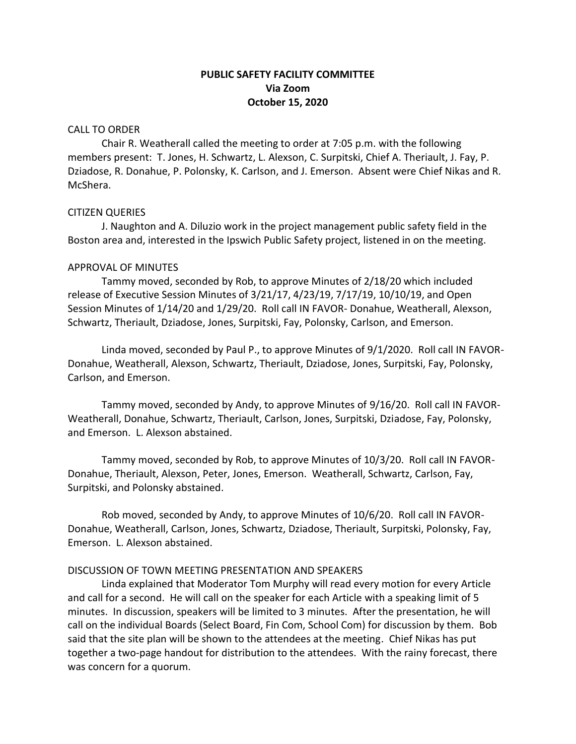**PUBLIC SAFETY FACILITY COMMITTEE**
**Via Zoom**
**October 15, 2020**

CALL TO ORDER

Chair R. Weatherall called the meeting to order at 7:05 p.m. with the following members present: T. Jones, H. Schwartz, L. Alexson, C. Surpitski, Chief A. Theriault, J. Fay, P. Dziadose, R. Donahue, P. Polonsky, K. Carlson, and J. Emerson. Absent were Chief Nikas and R. McShera.

CITIZEN QUERIES

J. Naughton and A. Diluzio work in the project management public safety field in the Boston area and, interested in the Ipswich Public Safety project, listened in on the meeting.

APPROVAL OF MINUTES

Tammy moved, seconded by Rob, to approve Minutes of 2/18/20 which included release of Executive Session Minutes of 3/21/17, 4/23/19, 7/17/19, 10/10/19, and Open Session Minutes of 1/14/20 and 1/29/20. Roll call IN FAVOR- Donahue, Weatherall, Alexson, Schwartz, Theriault, Dziadose, Jones, Surpitski, Fay, Polonsky, Carlson, and Emerson.

Linda moved, seconded by Paul P., to approve Minutes of 9/1/2020. Roll call IN FAVOR- Donahue, Weatherall, Alexson, Schwartz, Theriault, Dziadose, Jones, Surpitski, Fay, Polonsky, Carlson, and Emerson.

Tammy moved, seconded by Andy, to approve Minutes of 9/16/20. Roll call IN FAVOR- Weatherall, Donahue, Schwartz, Theriault, Carlson, Jones, Surpitski, Dziadose, Fay, Polonsky, and Emerson. L. Alexson abstained.

Tammy moved, seconded by Rob, to approve Minutes of 10/3/20. Roll call IN FAVOR- Donahue, Theriault, Alexson, Peter, Jones, Emerson. Weatherall, Schwartz, Carlson, Fay, Surpitski, and Polonsky abstained.

Rob moved, seconded by Andy, to approve Minutes of 10/6/20. Roll call IN FAVOR- Donahue, Weatherall, Carlson, Jones, Schwartz, Dziadose, Theriault, Surpitski, Polonsky, Fay, Emerson. L. Alexson abstained.

DISCUSSION OF TOWN MEETING PRESENTATION AND SPEAKERS

Linda explained that Moderator Tom Murphy will read every motion for every Article and call for a second. He will call on the speaker for each Article with a speaking limit of 5 minutes. In discussion, speakers will be limited to 3 minutes. After the presentation, he will call on the individual Boards (Select Board, Fin Com, School Com) for discussion by them. Bob said that the site plan will be shown to the attendees at the meeting. Chief Nikas has put together a two-page handout for distribution to the attendees. With the rainy forecast, there was concern for a quorum.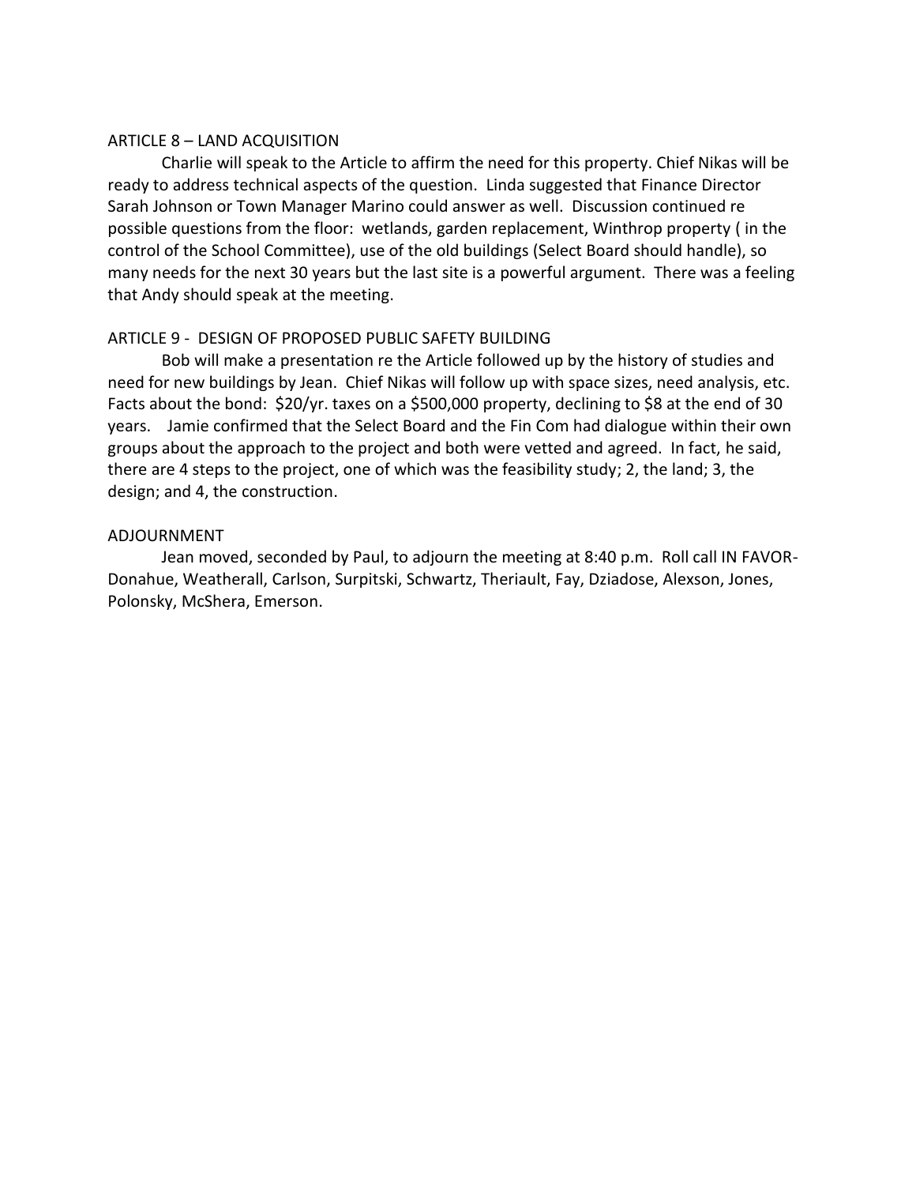ARTICLE 8 – LAND ACQUISITION

Charlie will speak to the Article to affirm the need for this property. Chief Nikas will be ready to address technical aspects of the question. Linda suggested that Finance Director Sarah Johnson or Town Manager Marino could answer as well. Discussion continued re possible questions from the floor: wetlands, garden replacement, Winthrop property ( in the control of the School Committee), use of the old buildings (Select Board should handle), so many needs for the next 30 years but the last site is a powerful argument. There was a feeling that Andy should speak at the meeting.

ARTICLE 9 - DESIGN OF PROPOSED PUBLIC SAFETY BUILDING

Bob will make a presentation re the Article followed up by the history of studies and need for new buildings by Jean. Chief Nikas will follow up with space sizes, need analysis, etc. Facts about the bond: $20/yr. taxes on a $500,000 property, declining to $8 at the end of 30 years. Jamie confirmed that the Select Board and the Fin Com had dialogue within their own groups about the approach to the project and both were vetted and agreed. In fact, he said, there are 4 steps to the project, one of which was the feasibility study; 2, the land; 3, the design; and 4, the construction.

ADJOURNMENT

Jean moved, seconded by Paul, to adjourn the meeting at 8:40 p.m. Roll call IN FAVOR-Donahue, Weatherall, Carlson, Surpitski, Schwartz, Theriault, Fay, Dziadose, Alexson, Jones, Polonsky, McShera, Emerson.